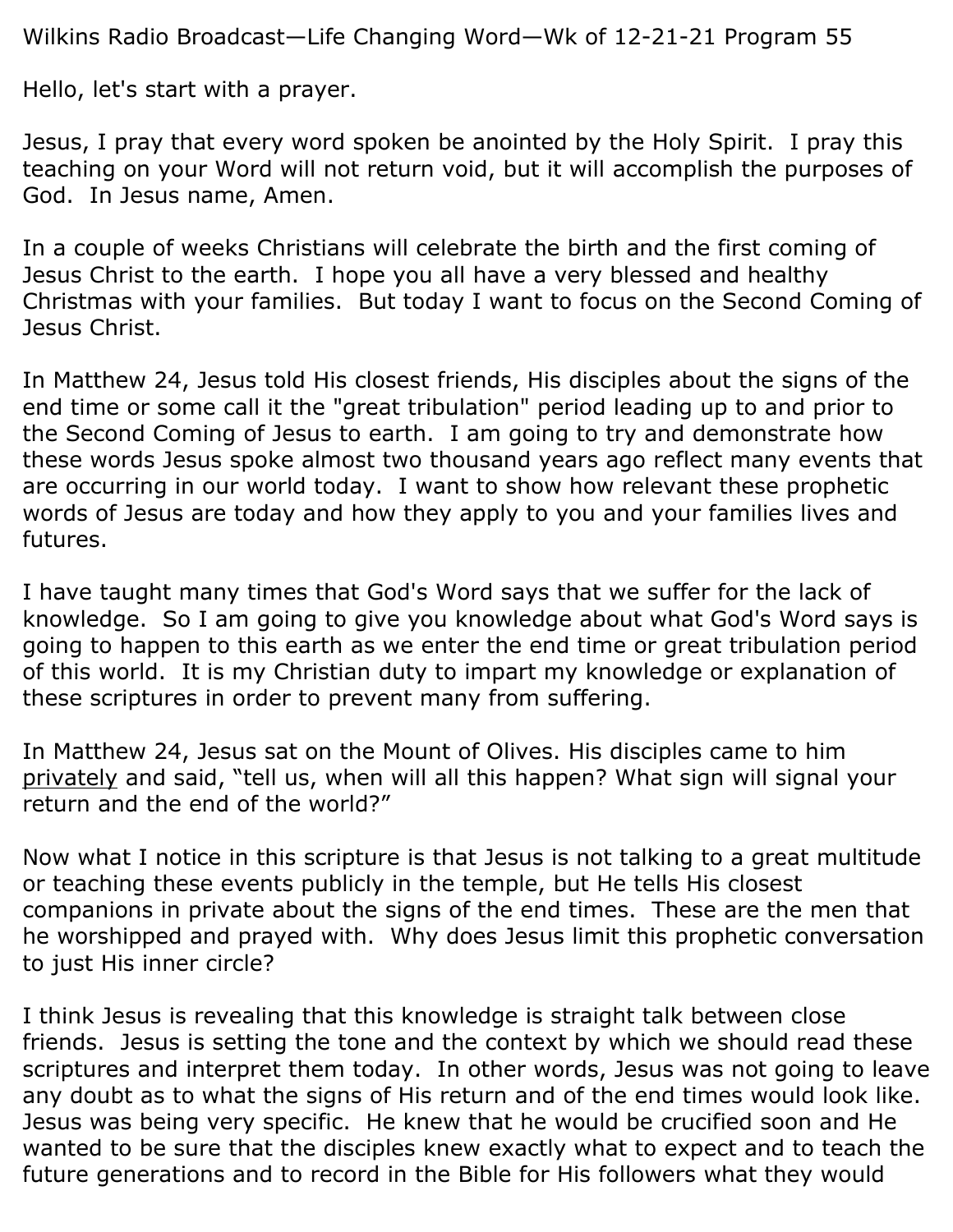Wilkins Radio Broadcast—Life Changing Word—Wk of 12-21-21 Program 55

Hello, let's start with a prayer.

Jesus, I pray that every word spoken be anointed by the Holy Spirit. I pray this teaching on your Word will not return void, but it will accomplish the purposes of God. In Jesus name, Amen.

In a couple of weeks Christians will celebrate the birth and the first coming of Jesus Christ to the earth. I hope you all have a very blessed and healthy Christmas with your families. But today I want to focus on the Second Coming of Jesus Christ.

In Matthew 24, Jesus told His closest friends, His disciples about the signs of the end time or some call it the "great tribulation" period leading up to and prior to the Second Coming of Jesus to earth. I am going to try and demonstrate how these words Jesus spoke almost two thousand years ago reflect many events that are occurring in our world today. I want to show how relevant these prophetic words of Jesus are today and how they apply to you and your families lives and futures.

I have taught many times that God's Word says that we suffer for the lack of knowledge. So I am going to give you knowledge about what God's Word says is going to happen to this earth as we enter the end time or great tribulation period of this world. It is my Christian duty to impart my knowledge or explanation of these scriptures in order to prevent many from suffering.

In Matthew 24, Jesus sat on the Mount of Olives. His disciples came to him <u>privately</u> and said, "tell us, when will all this happen? What sign will signal your return and the end of the world?"

Now what I notice in this scripture is that Jesus is not talking to a great multitude or teaching these events publicly in the temple, but He tells His closest companions in private about the signs of the end times. These are the men that he worshipped and prayed with. Why does Jesus limit this prophetic conversation to just His inner circle?

I think Jesus is revealing that this knowledge is straight talk between close friends. Jesus is setting the tone and the context by which we should read these scriptures and interpret them today. In other words, Jesus was not going to leave any doubt as to what the signs of His return and of the end times would look like. Jesus was being very specific. He knew that he would be crucified soon and He wanted to be sure that the disciples knew exactly what to expect and to teach the future generations and to record in the Bible for His followers what they would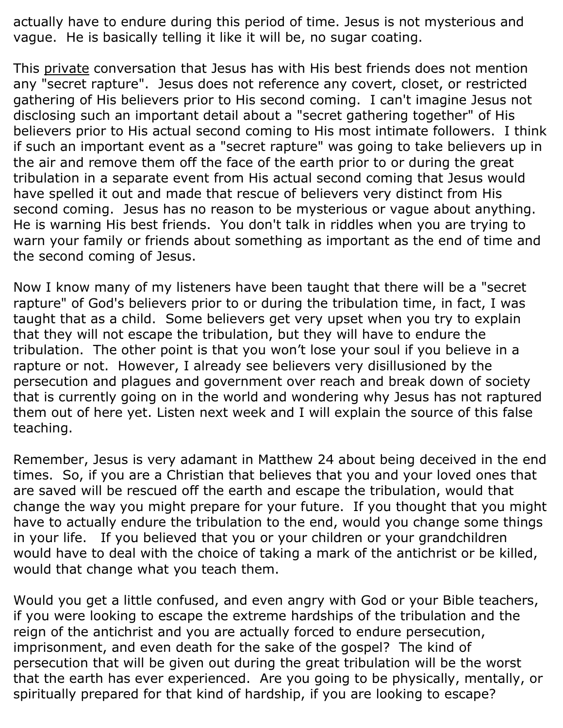actually have to endure during this period of time. Jesus is not mysterious and vague. He is basically telling it like it will be, no sugar coating.

This <u>private</u> conversation that Jesus has with His best friends does not mention any "secret rapture". Jesus does not reference any covert, closet, or restricted gathering of His believers prior to His second coming. I can't imagine Jesus not disclosing such an important detail about a "secret gathering together" of His believers prior to His actual second coming to His most intimate followers. I think if such an important event as a "secret rapture" was going to take believers up in the air and remove them off the face of the earth prior to or during the great tribulation in a separate event from His actual second coming that Jesus would have spelled it out and made that rescue of believers very distinct from His second coming. Jesus has no reason to be mysterious or vague about anything. He is warning His best friends. You don't talk in riddles when you are trying to warn your family or friends about something as important as the end of time and the second coming of Jesus.

Now I know many of my listeners have been taught that there will be a "secret rapture" of God's believers prior to or during the tribulation time, in fact, I was taught that as a child. Some believers get very upset when you try to explain that they will not escape the tribulation, but they will have to endure the tribulation. The other point is that you won't lose your soul if you believe in a rapture or not. However, I already see believers very disillusioned by the persecution and plagues and government over reach and break down of society that is currently going on in the world and wondering why Jesus has not raptured them out of here yet. Listen next week and I will explain the source of this false teaching.

Remember, Jesus is very adamant in Matthew 24 about being deceived in the end times. So, if you are a Christian that believes that you and your loved ones that are saved will be rescued off the earth and escape the tribulation, would that change the way you might prepare for your future. If you thought that you might have to actually endure the tribulation to the end, would you change some things in your life. If you believed that you or your children or your grandchildren would have to deal with the choice of taking a mark of the antichrist or be killed, would that change what you teach them.

Would you get a little confused, and even angry with God or your Bible teachers, if you were looking to escape the extreme hardships of the tribulation and the reign of the antichrist and you are actually forced to endure persecution, imprisonment, and even death for the sake of the gospel? The kind of persecution that will be given out during the great tribulation will be the worst that the earth has ever experienced. Are you going to be physically, mentally, or spiritually prepared for that kind of hardship, if you are looking to escape?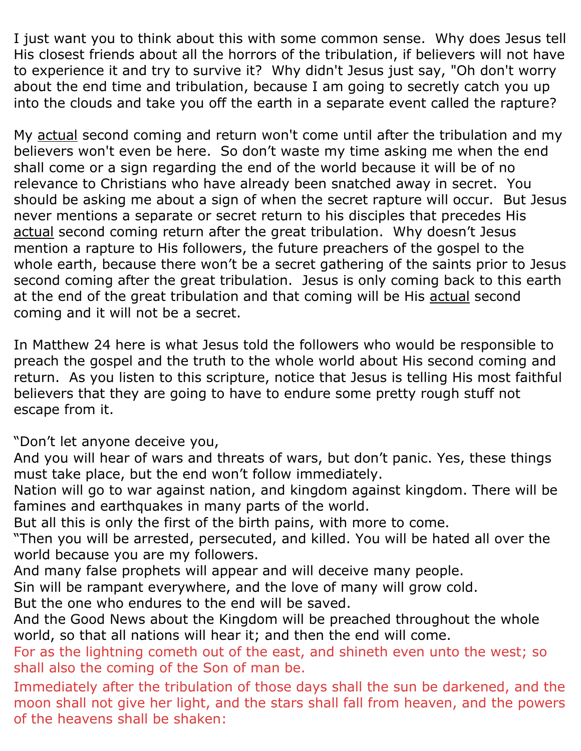I just want you to think about this with some common sense.  Why does Jesus tell His closest friends about all the horrors of the tribulation, if believers will not have to experience it and try to survive it?  Why didn't Jesus just say, "Oh don't worry about the end time and tribulation, because I am going to secretly catch you up into the clouds and take you off the earth in a separate event called the rapture?

My <u>actual</u> second coming and return won't come until after the tribulation and my believers won't even be here.  So don't waste my time asking me when the end shall come or a sign regarding the end of the world because it will be of no relevance to Christians who have already been snatched away in secret.  You should be asking me about a sign of when the secret rapture will occur.  But Jesus never mentions a separate or secret return to his disciples that precedes His <u>actual</u> second coming return after the great tribulation.  Why doesn't Jesus mention a rapture to His followers, the future preachers of the gospel to the whole earth, because there won't be a secret gathering of the saints prior to Jesus second coming after the great tribulation.  Jesus is only coming back to this earth at the end of the great tribulation and that coming will be His <u>actual</u> second coming and it will not be a secret.

In Matthew 24 here is what Jesus told the followers who would be responsible to preach the gospel and the truth to the whole world about His second coming and return.  As you listen to this scripture, notice that Jesus is telling His most faithful believers that they are going to have to endure some pretty rough stuff not escape from it.

"Don't let anyone deceive you,
And you will hear of wars and threats of wars, but don't panic. Yes, these things must take place, but the end won't follow immediately.
Nation will go to war against nation, and kingdom against kingdom. There will be famines and earthquakes in many parts of the world.
But all this is only the first of the birth pains, with more to come.
"Then you will be arrested, persecuted, and killed. You will be hated all over the world because you are my followers.
And many false prophets will appear and will deceive many people.
Sin will be rampant everywhere, and the love of many will grow cold.
But the one who endures to the end will be saved.
And the Good News about the Kingdom will be preached throughout the whole world, so that all nations will hear it; and then the end will come.
For as the lightning cometh out of the east, and shineth even unto the west; so shall also the coming of the Son of man be.
Immediately after the tribulation of those days shall the sun be darkened, and the moon shall not give her light, and the stars shall fall from heaven, and the powers of the heavens shall be shaken: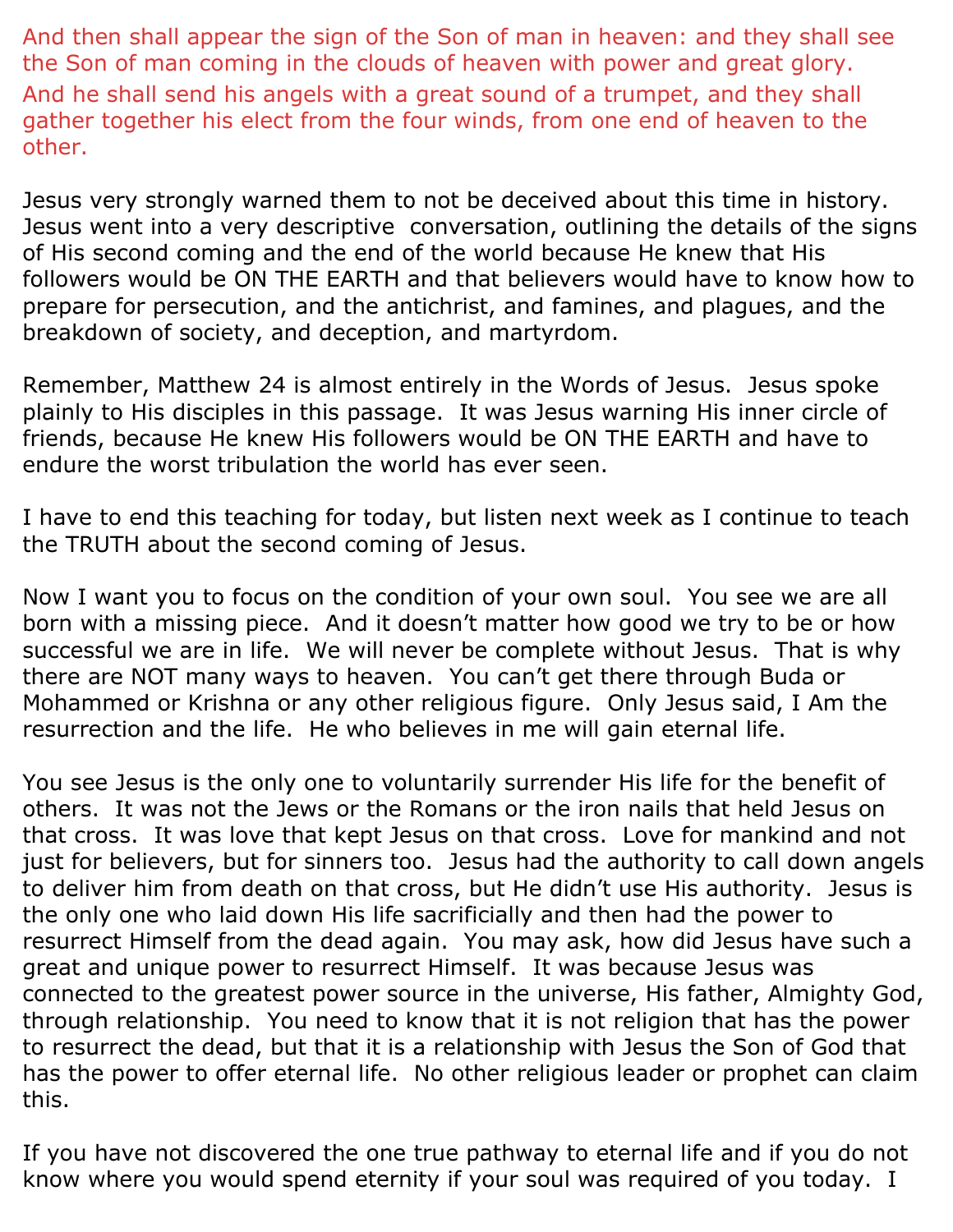And then shall appear the sign of the Son of man in heaven: and they shall see the Son of man coming in the clouds of heaven with power and great glory. And he shall send his angels with a great sound of a trumpet, and they shall gather together his elect from the four winds, from one end of heaven to the other.

Jesus very strongly warned them to not be deceived about this time in history. Jesus went into a very descriptive conversation, outlining the details of the signs of His second coming and the end of the world because He knew that His followers would be ON THE EARTH and that believers would have to know how to prepare for persecution, and the antichrist, and famines, and plagues, and the breakdown of society, and deception, and martyrdom.

Remember, Matthew 24 is almost entirely in the Words of Jesus. Jesus spoke plainly to His disciples in this passage. It was Jesus warning His inner circle of friends, because He knew His followers would be ON THE EARTH and have to endure the worst tribulation the world has ever seen.

I have to end this teaching for today, but listen next week as I continue to teach the TRUTH about the second coming of Jesus.

Now I want you to focus on the condition of your own soul. You see we are all born with a missing piece. And it doesn't matter how good we try to be or how successful we are in life. We will never be complete without Jesus. That is why there are NOT many ways to heaven. You can't get there through Buda or Mohammed or Krishna or any other religious figure. Only Jesus said, I Am the resurrection and the life. He who believes in me will gain eternal life.

You see Jesus is the only one to voluntarily surrender His life for the benefit of others. It was not the Jews or the Romans or the iron nails that held Jesus on that cross. It was love that kept Jesus on that cross. Love for mankind and not just for believers, but for sinners too. Jesus had the authority to call down angels to deliver him from death on that cross, but He didn't use His authority. Jesus is the only one who laid down His life sacrificially and then had the power to resurrect Himself from the dead again. You may ask, how did Jesus have such a great and unique power to resurrect Himself. It was because Jesus was connected to the greatest power source in the universe, His father, Almighty God, through relationship. You need to know that it is not religion that has the power to resurrect the dead, but that it is a relationship with Jesus the Son of God that has the power to offer eternal life. No other religious leader or prophet can claim this.

If you have not discovered the one true pathway to eternal life and if you do not know where you would spend eternity if your soul was required of you today. I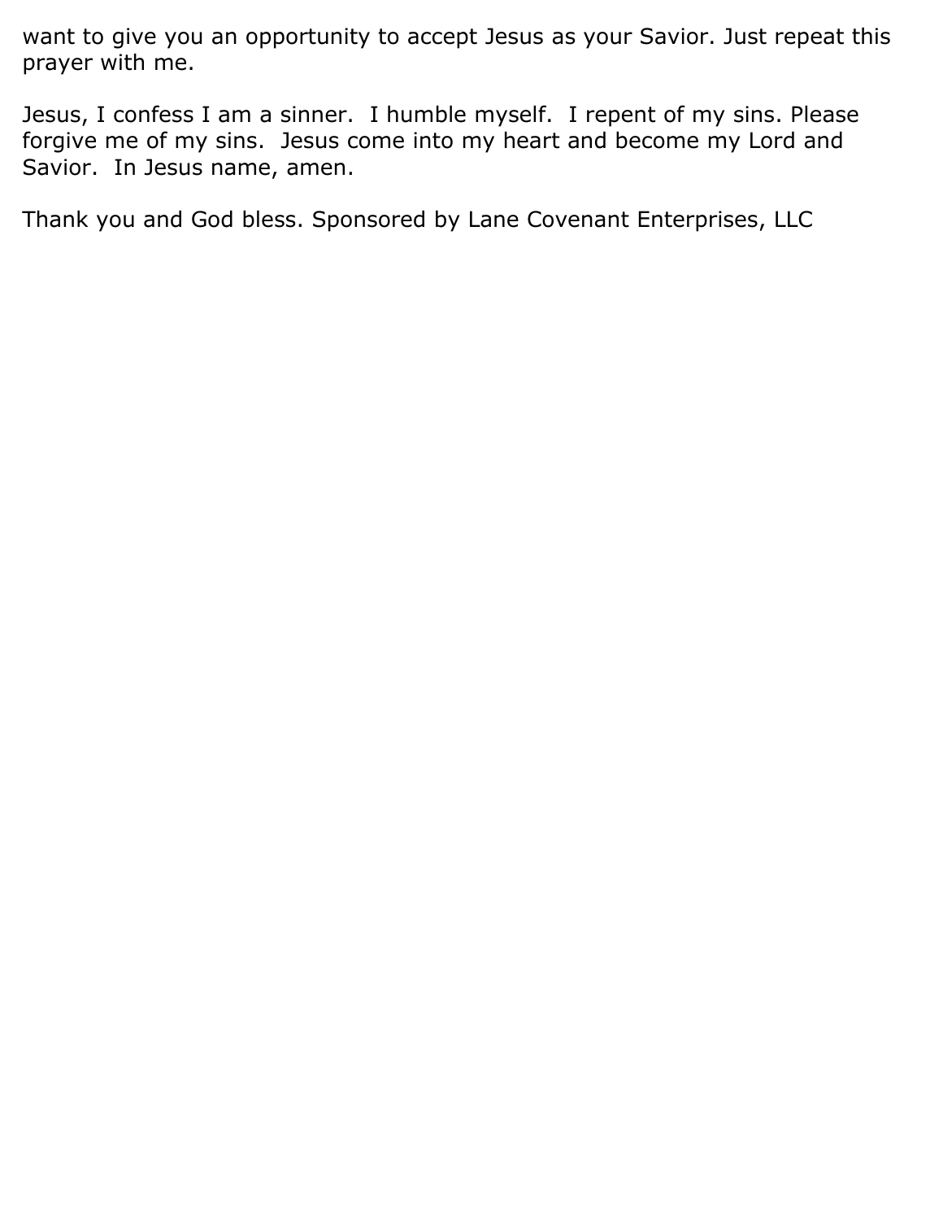want to give you an opportunity to accept Jesus as your Savior. Just repeat this prayer with me.

Jesus, I confess I am a sinner. I humble myself. I repent of my sins. Please forgive me of my sins. Jesus come into my heart and become my Lord and Savior. In Jesus name, amen.

Thank you and God bless. Sponsored by Lane Covenant Enterprises, LLC